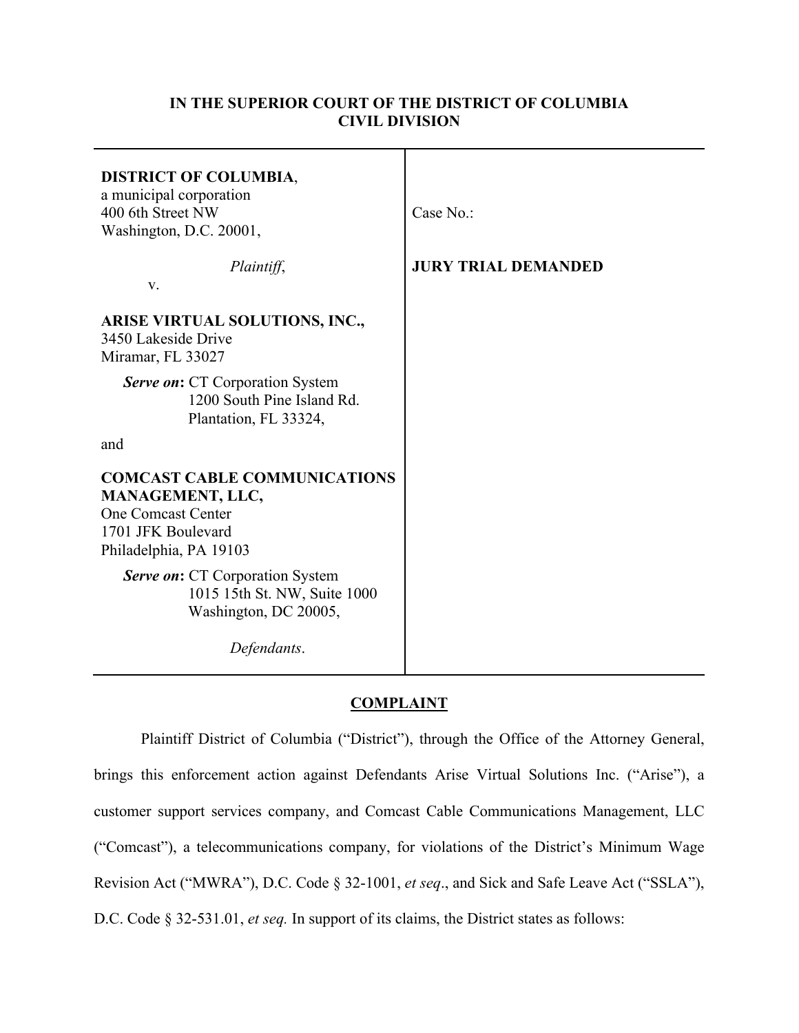**IN THE SUPERIOR COURT OF THE DISTRICT OF COLUMBIA**
**CIVIL DIVISION**

| | |
|---|---|
| **DISTRICT OF COLUMBIA**,<br>a municipal corporation<br>400 6th Street NW<br>Washington, D.C. 20001,<br><br>*Plaintiff*,<br>v.<br><br>**ARISE VIRTUAL SOLUTIONS, INC.,**<br>3450 Lakeside Drive<br>Miramar, FL 33027<br><br>***Serve on*: **CT Corporation System<br>1200 South Pine Island Rd.<br>Plantation, FL 33324,<br><br>and<br><br>**COMCAST CABLE COMMUNICATIONS MANAGEMENT, LLC,**<br>One Comcast Center<br>1701 JFK Boulevard<br>Philadelphia, PA 19103<br><br>***Serve on*: **CT Corporation System<br>1015 15th St. NW, Suite 1000<br>Washington, DC 20005,<br><br>*Defendants*. | Case No.:<br><br>**JURY TRIAL DEMANDED** |

**COMPLAINT**

Plaintiff District of Columbia ("District"), through the Office of the Attorney General, brings this enforcement action against Defendants Arise Virtual Solutions Inc. ("Arise"), a customer support services company, and Comcast Cable Communications Management, LLC ("Comcast"), a telecommunications company, for violations of the District's Minimum Wage Revision Act ("MWRA"), D.C. Code § 32-1001, *et seq*., and Sick and Safe Leave Act ("SSLA"), D.C. Code § 32-531.01, *et seq.* In support of its claims, the District states as follows: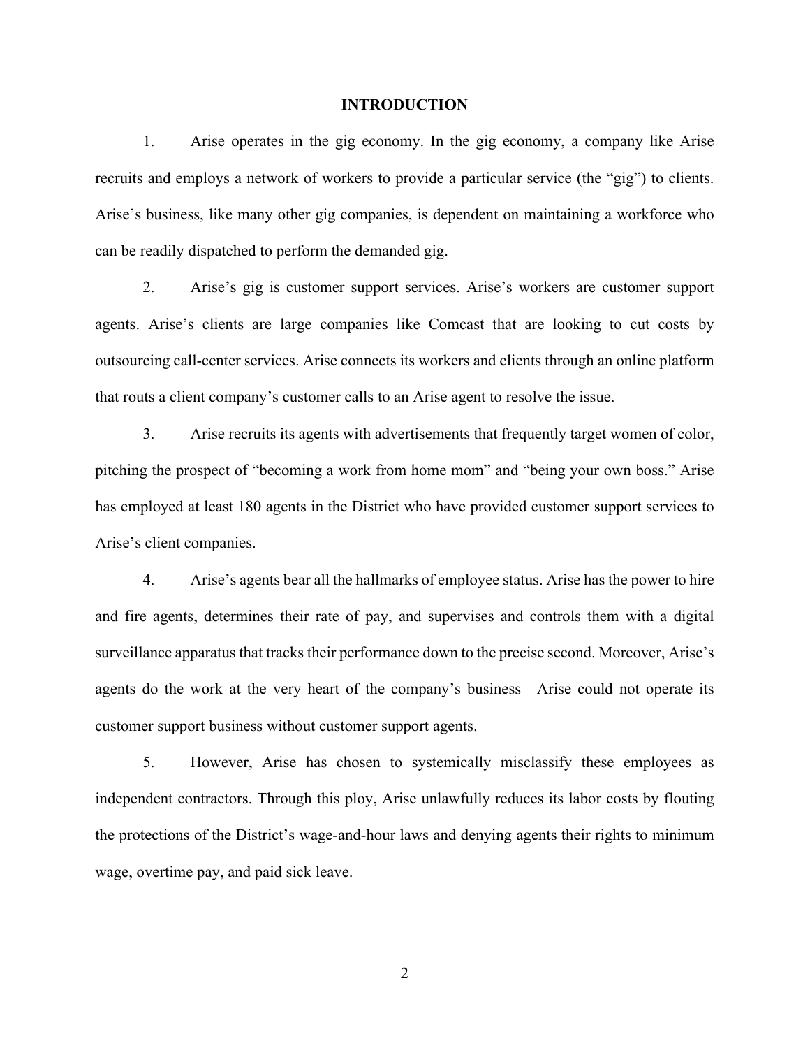# INTRODUCTION

1. Arise operates in the gig economy. In the gig economy, a company like Arise recruits and employs a network of workers to provide a particular service (the "gig") to clients. Arise's business, like many other gig companies, is dependent on maintaining a workforce who can be readily dispatched to perform the demanded gig.

2. Arise's gig is customer support services. Arise's workers are customer support agents. Arise's clients are large companies like Comcast that are looking to cut costs by outsourcing call-center services. Arise connects its workers and clients through an online platform that routs a client company's customer calls to an Arise agent to resolve the issue.

3. Arise recruits its agents with advertisements that frequently target women of color, pitching the prospect of "becoming a work from home mom" and "being your own boss." Arise has employed at least 180 agents in the District who have provided customer support services to Arise's client companies.

4. Arise's agents bear all the hallmarks of employee status. Arise has the power to hire and fire agents, determines their rate of pay, and supervises and controls them with a digital surveillance apparatus that tracks their performance down to the precise second. Moreover, Arise's agents do the work at the very heart of the company's business—Arise could not operate its customer support business without customer support agents.

5. However, Arise has chosen to systemically misclassify these employees as independent contractors. Through this ploy, Arise unlawfully reduces its labor costs by flouting the protections of the District's wage-and-hour laws and denying agents their rights to minimum wage, overtime pay, and paid sick leave.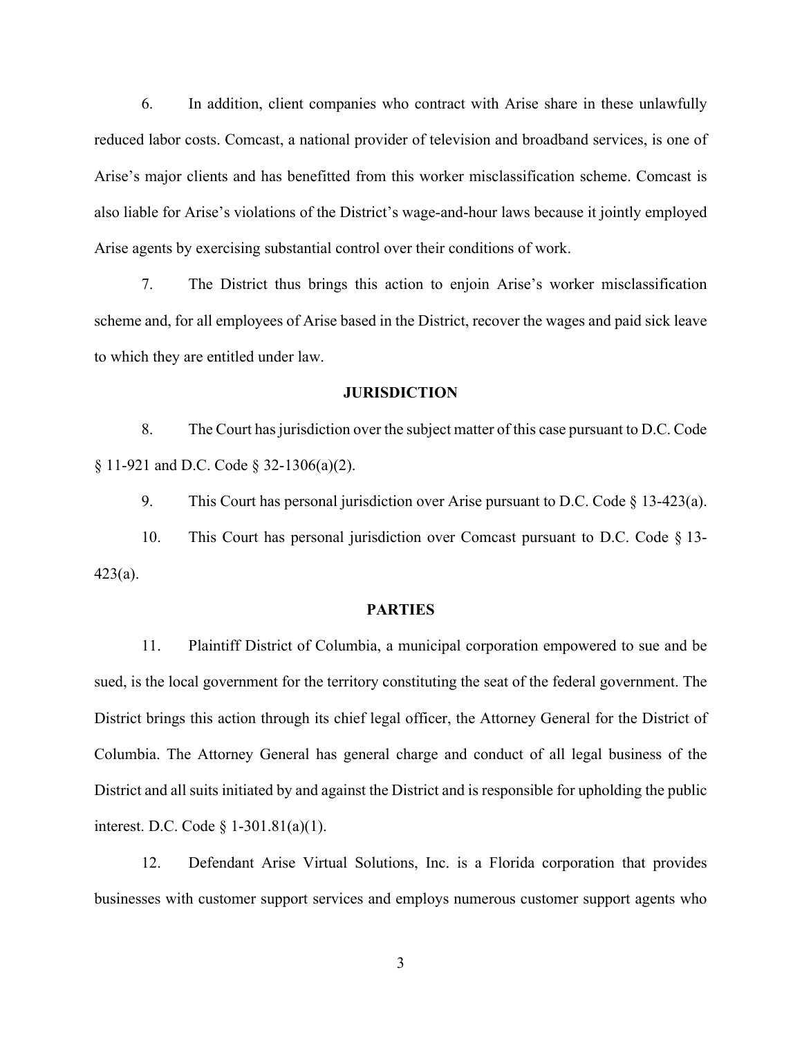6. In addition, client companies who contract with Arise share in these unlawfully reduced labor costs. Comcast, a national provider of television and broadband services, is one of Arise's major clients and has benefitted from this worker misclassification scheme. Comcast is also liable for Arise's violations of the District's wage-and-hour laws because it jointly employed Arise agents by exercising substantial control over their conditions of work.

7. The District thus brings this action to enjoin Arise's worker misclassification scheme and, for all employees of Arise based in the District, recover the wages and paid sick leave to which they are entitled under law.

## JURISDICTION

8. The Court has jurisdiction over the subject matter of this case pursuant to D.C. Code § 11-921 and D.C. Code § 32-1306(a)(2).

9. This Court has personal jurisdiction over Arise pursuant to D.C. Code § 13-423(a).

10. This Court has personal jurisdiction over Comcast pursuant to D.C. Code § 13-423(a).

## PARTIES

11. Plaintiff District of Columbia, a municipal corporation empowered to sue and be sued, is the local government for the territory constituting the seat of the federal government. The District brings this action through its chief legal officer, the Attorney General for the District of Columbia. The Attorney General has general charge and conduct of all legal business of the District and all suits initiated by and against the District and is responsible for upholding the public interest. D.C. Code § 1-301.81(a)(1).

12. Defendant Arise Virtual Solutions, Inc. is a Florida corporation that provides businesses with customer support services and employs numerous customer support agents who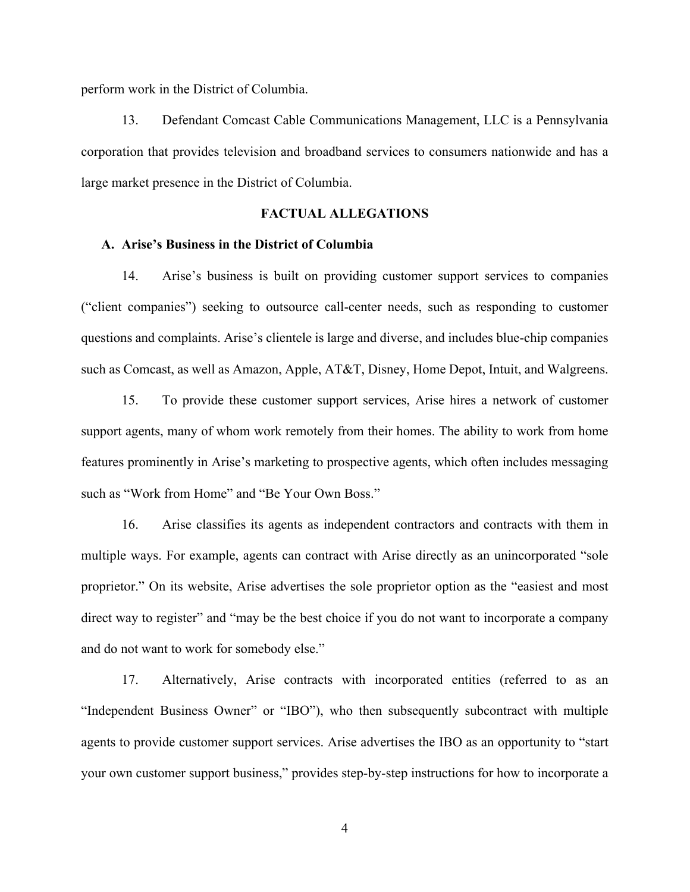perform work in the District of Columbia.

13. Defendant Comcast Cable Communications Management, LLC is a Pennsylvania corporation that provides television and broadband services to consumers nationwide and has a large market presence in the District of Columbia.

## FACTUAL ALLEGATIONS

### A. Arise's Business in the District of Columbia

14. Arise's business is built on providing customer support services to companies ("client companies") seeking to outsource call-center needs, such as responding to customer questions and complaints. Arise's clientele is large and diverse, and includes blue-chip companies such as Comcast, as well as Amazon, Apple, AT&T, Disney, Home Depot, Intuit, and Walgreens.

15. To provide these customer support services, Arise hires a network of customer support agents, many of whom work remotely from their homes. The ability to work from home features prominently in Arise's marketing to prospective agents, which often includes messaging such as "Work from Home" and "Be Your Own Boss."

16. Arise classifies its agents as independent contractors and contracts with them in multiple ways. For example, agents can contract with Arise directly as an unincorporated "sole proprietor." On its website, Arise advertises the sole proprietor option as the "easiest and most direct way to register" and "may be the best choice if you do not want to incorporate a company and do not want to work for somebody else."

17. Alternatively, Arise contracts with incorporated entities (referred to as an "Independent Business Owner" or "IBO"), who then subsequently subcontract with multiple agents to provide customer support services. Arise advertises the IBO as an opportunity to "start your own customer support business," provides step-by-step instructions for how to incorporate a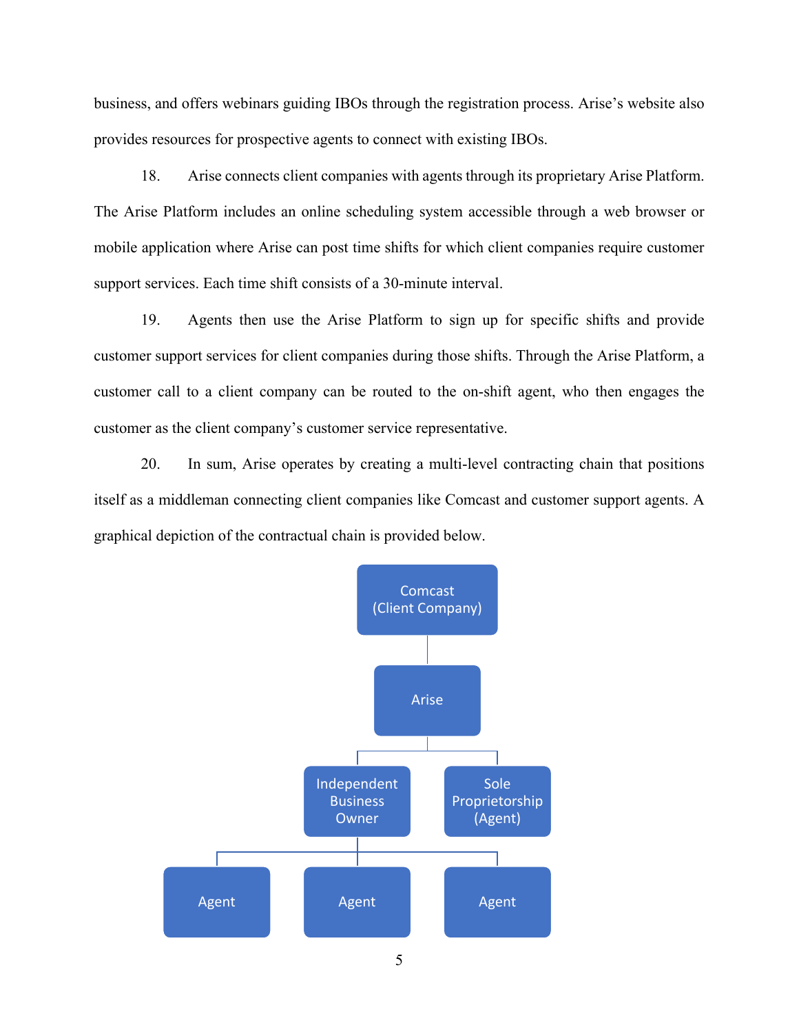business, and offers webinars guiding IBOs through the registration process. Arise's website also provides resources for prospective agents to connect with existing IBOs.

18. Arise connects client companies with agents through its proprietary Arise Platform. The Arise Platform includes an online scheduling system accessible through a web browser or mobile application where Arise can post time shifts for which client companies require customer support services. Each time shift consists of a 30-minute interval.

19. Agents then use the Arise Platform to sign up for specific shifts and provide customer support services for client companies during those shifts. Through the Arise Platform, a customer call to a client company can be routed to the on-shift agent, who then engages the customer as the client company's customer service representative.

20. In sum, Arise operates by creating a multi-level contracting chain that positions itself as a middleman connecting client companies like Comcast and customer support agents. A graphical depiction of the contractual chain is provided below.

Comcast (Client Company)

Arise

Independent Business Owner | Sole Proprietorship (Agent)

Agent | Agent | Agent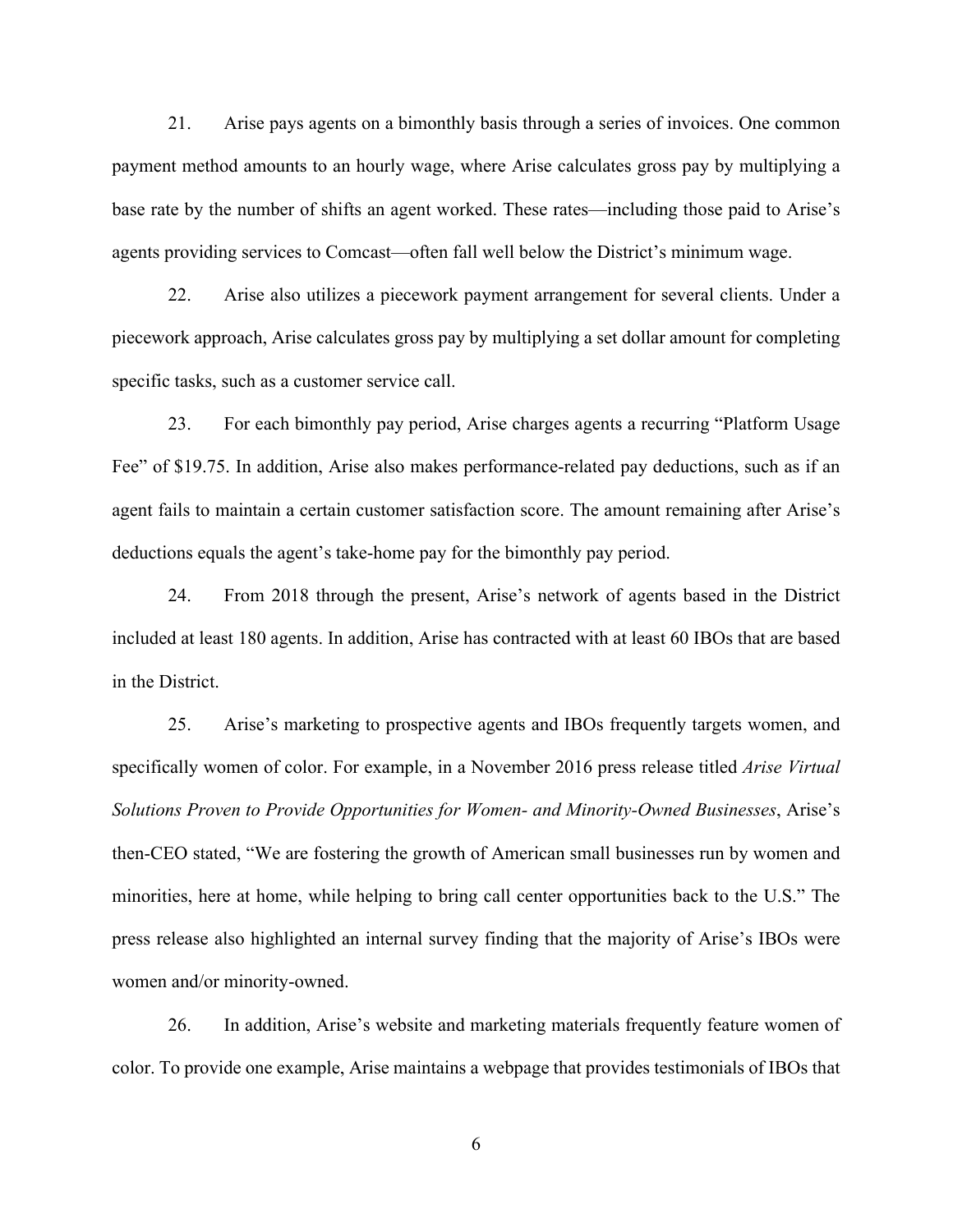21. Arise pays agents on a bimonthly basis through a series of invoices. One common payment method amounts to an hourly wage, where Arise calculates gross pay by multiplying a base rate by the number of shifts an agent worked. These rates—including those paid to Arise's agents providing services to Comcast—often fall well below the District's minimum wage.

22. Arise also utilizes a piecework payment arrangement for several clients. Under a piecework approach, Arise calculates gross pay by multiplying a set dollar amount for completing specific tasks, such as a customer service call.

23. For each bimonthly pay period, Arise charges agents a recurring "Platform Usage Fee" of $19.75. In addition, Arise also makes performance-related pay deductions, such as if an agent fails to maintain a certain customer satisfaction score. The amount remaining after Arise's deductions equals the agent's take-home pay for the bimonthly pay period.

24. From 2018 through the present, Arise's network of agents based in the District included at least 180 agents. In addition, Arise has contracted with at least 60 IBOs that are based in the District.

25. Arise's marketing to prospective agents and IBOs frequently targets women, and specifically women of color. For example, in a November 2016 press release titled *Arise Virtual Solutions Proven to Provide Opportunities for Women- and Minority-Owned Businesses*, Arise's then-CEO stated, "We are fostering the growth of American small businesses run by women and minorities, here at home, while helping to bring call center opportunities back to the U.S." The press release also highlighted an internal survey finding that the majority of Arise's IBOs were women and/or minority-owned.

26. In addition, Arise's website and marketing materials frequently feature women of color. To provide one example, Arise maintains a webpage that provides testimonials of IBOs that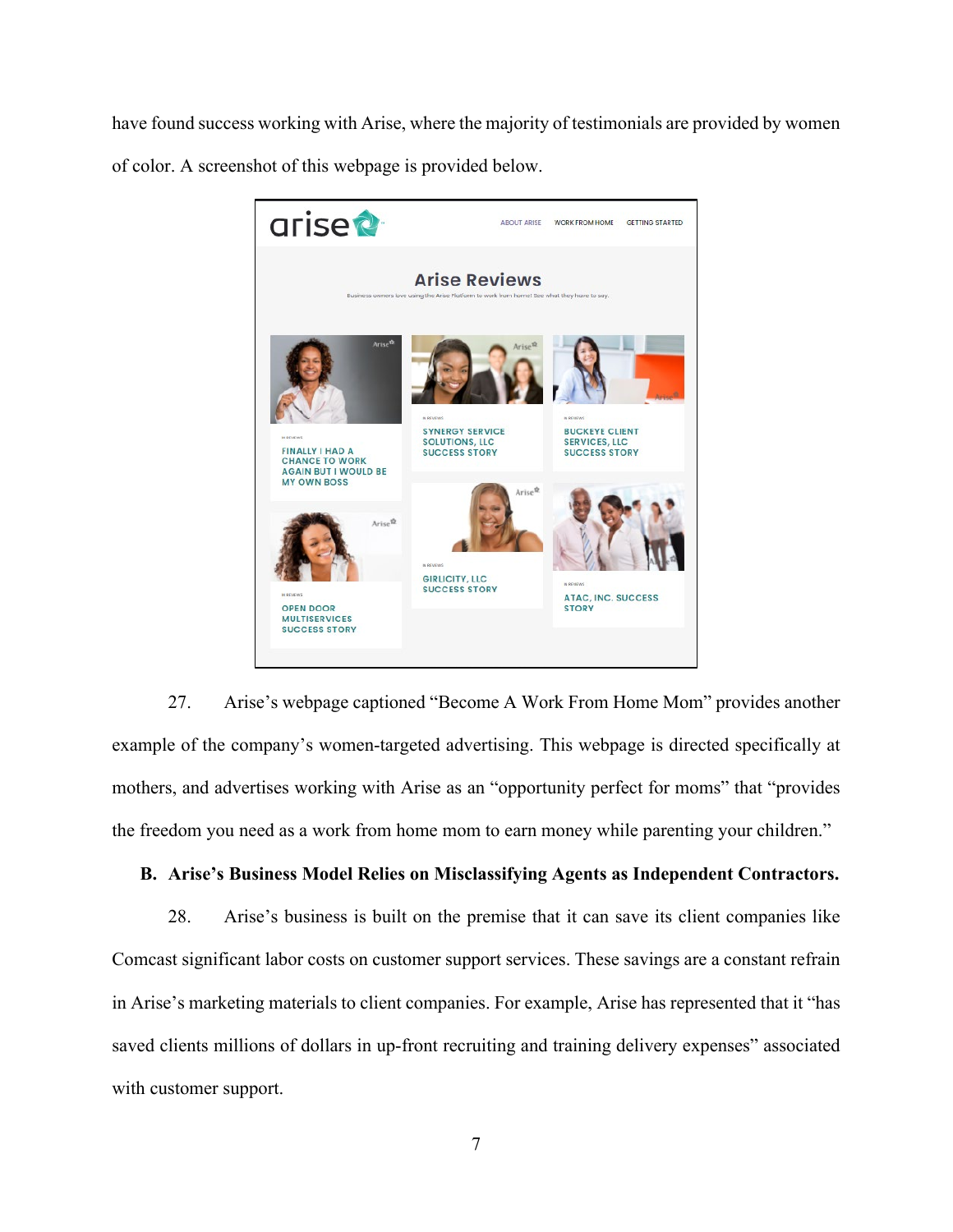have found success working with Arise, where the majority of testimonials are provided by women of color. A screenshot of this webpage is provided below.

27. Arise's webpage captioned "Become A Work From Home Mom" provides another example of the company's women-targeted advertising. This webpage is directed specifically at mothers, and advertises working with Arise as an "opportunity perfect for moms" that "provides the freedom you need as a work from home mom to earn money while parenting your children."

**B. Arise's Business Model Relies on Misclassifying Agents as Independent Contractors.**

28. Arise's business is built on the premise that it can save its client companies like Comcast significant labor costs on customer support services. These savings are a constant refrain in Arise's marketing materials to client companies. For example, Arise has represented that it "has saved clients millions of dollars in up-front recruiting and training delivery expenses" associated with customer support.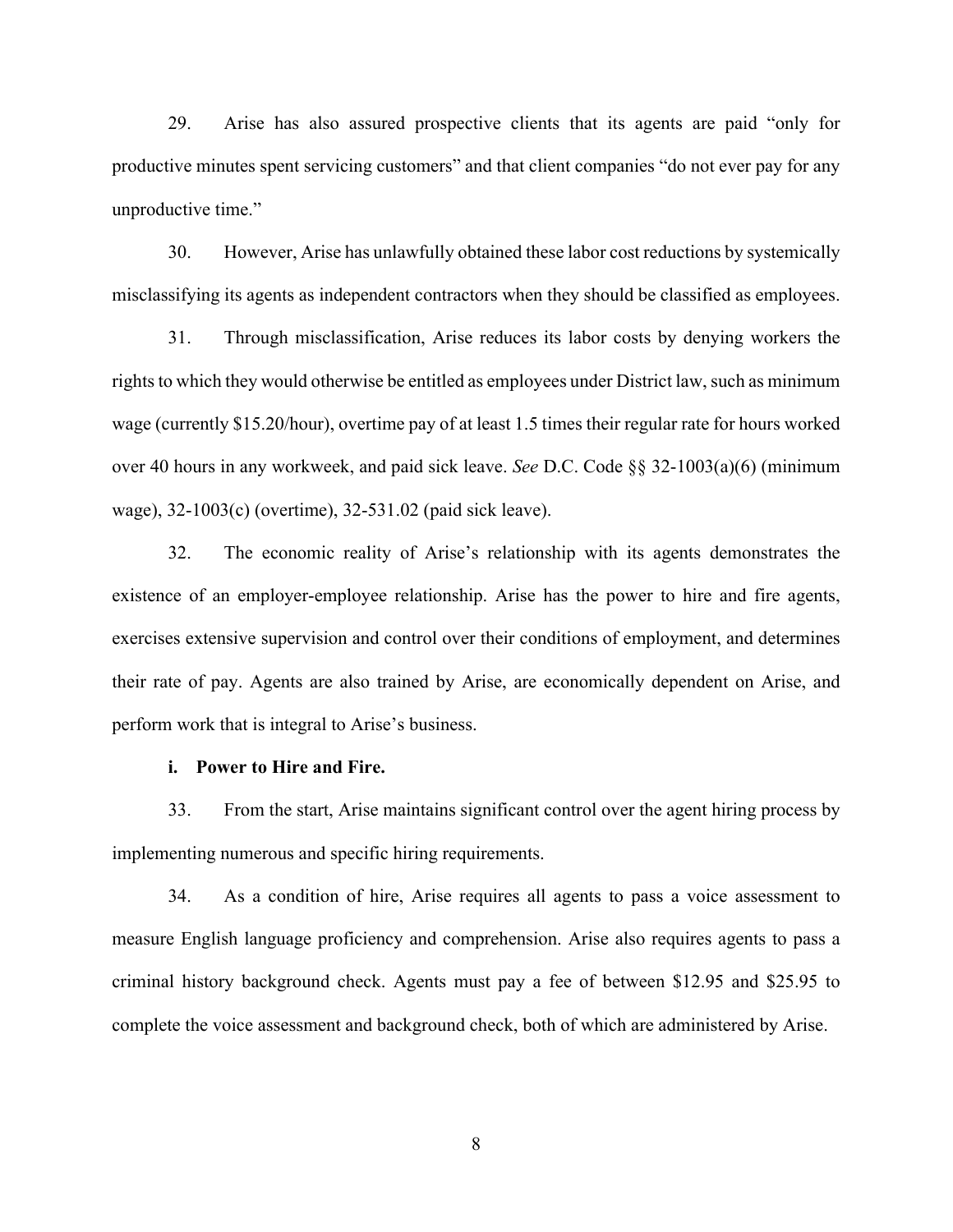29. Arise has also assured prospective clients that its agents are paid "only for productive minutes spent servicing customers" and that client companies "do not ever pay for any unproductive time."

30. However, Arise has unlawfully obtained these labor cost reductions by systemically misclassifying its agents as independent contractors when they should be classified as employees.

31. Through misclassification, Arise reduces its labor costs by denying workers the rights to which they would otherwise be entitled as employees under District law, such as minimum wage (currently $15.20/hour), overtime pay of at least 1.5 times their regular rate for hours worked over 40 hours in any workweek, and paid sick leave. *See* D.C. Code §§ 32-1003(a)(6) (minimum wage), 32-1003(c) (overtime), 32-531.02 (paid sick leave).

32. The economic reality of Arise's relationship with its agents demonstrates the existence of an employer-employee relationship. Arise has the power to hire and fire agents, exercises extensive supervision and control over their conditions of employment, and determines their rate of pay. Agents are also trained by Arise, are economically dependent on Arise, and perform work that is integral to Arise's business.

**i. Power to Hire and Fire.**

33. From the start, Arise maintains significant control over the agent hiring process by implementing numerous and specific hiring requirements.

34. As a condition of hire, Arise requires all agents to pass a voice assessment to measure English language proficiency and comprehension. Arise also requires agents to pass a criminal history background check. Agents must pay a fee of between $12.95 and $25.95 to complete the voice assessment and background check, both of which are administered by Arise.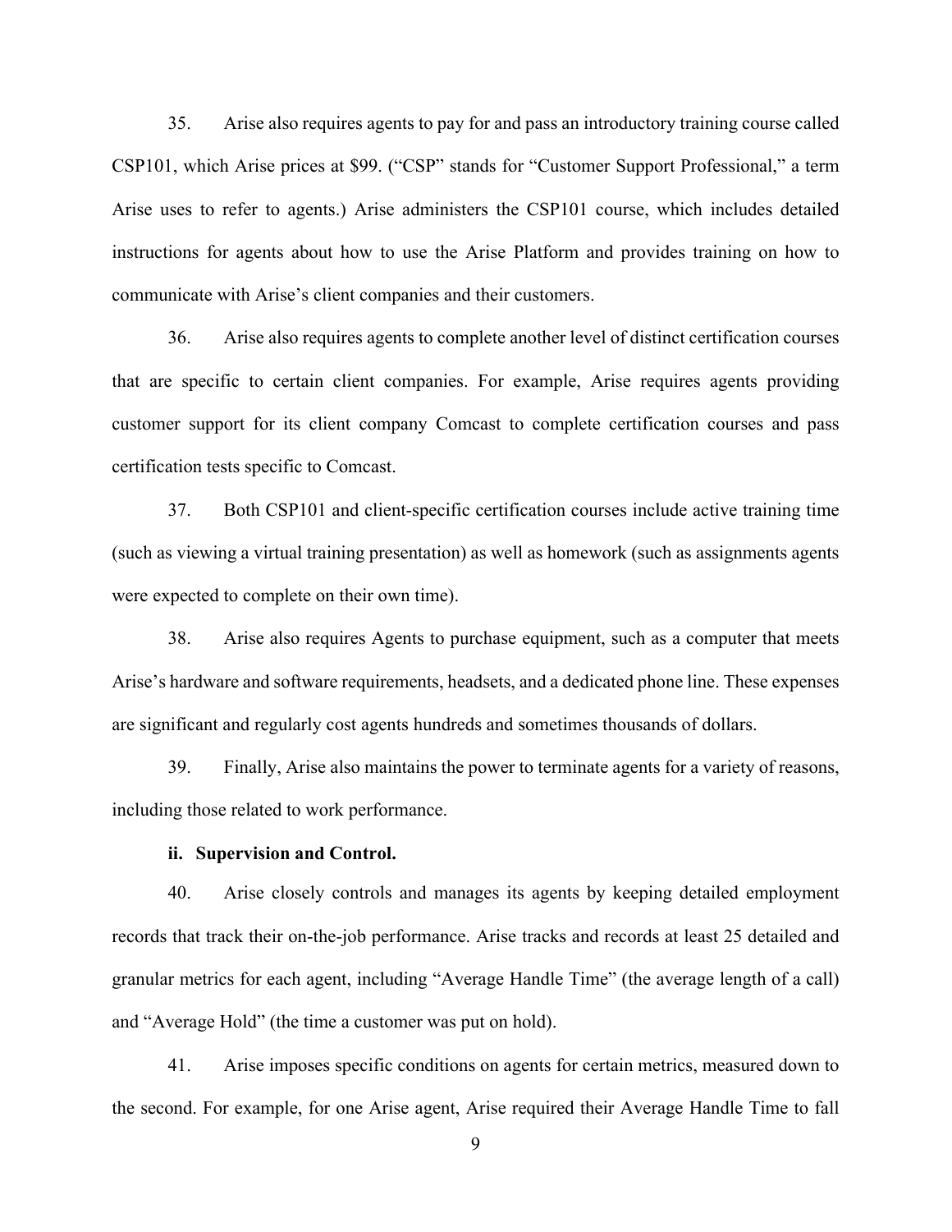35. Arise also requires agents to pay for and pass an introductory training course called CSP101, which Arise prices at $99. ("CSP" stands for "Customer Support Professional," a term Arise uses to refer to agents.) Arise administers the CSP101 course, which includes detailed instructions for agents about how to use the Arise Platform and provides training on how to communicate with Arise's client companies and their customers.

36. Arise also requires agents to complete another level of distinct certification courses that are specific to certain client companies. For example, Arise requires agents providing customer support for its client company Comcast to complete certification courses and pass certification tests specific to Comcast.

37. Both CSP101 and client-specific certification courses include active training time (such as viewing a virtual training presentation) as well as homework (such as assignments agents were expected to complete on their own time).

38. Arise also requires Agents to purchase equipment, such as a computer that meets Arise's hardware and software requirements, headsets, and a dedicated phone line. These expenses are significant and regularly cost agents hundreds and sometimes thousands of dollars.

39. Finally, Arise also maintains the power to terminate agents for a variety of reasons, including those related to work performance.

**ii. Supervision and Control.**

40. Arise closely controls and manages its agents by keeping detailed employment records that track their on-the-job performance. Arise tracks and records at least 25 detailed and granular metrics for each agent, including "Average Handle Time" (the average length of a call) and "Average Hold" (the time a customer was put on hold).

41. Arise imposes specific conditions on agents for certain metrics, measured down to the second. For example, for one Arise agent, Arise required their Average Handle Time to fall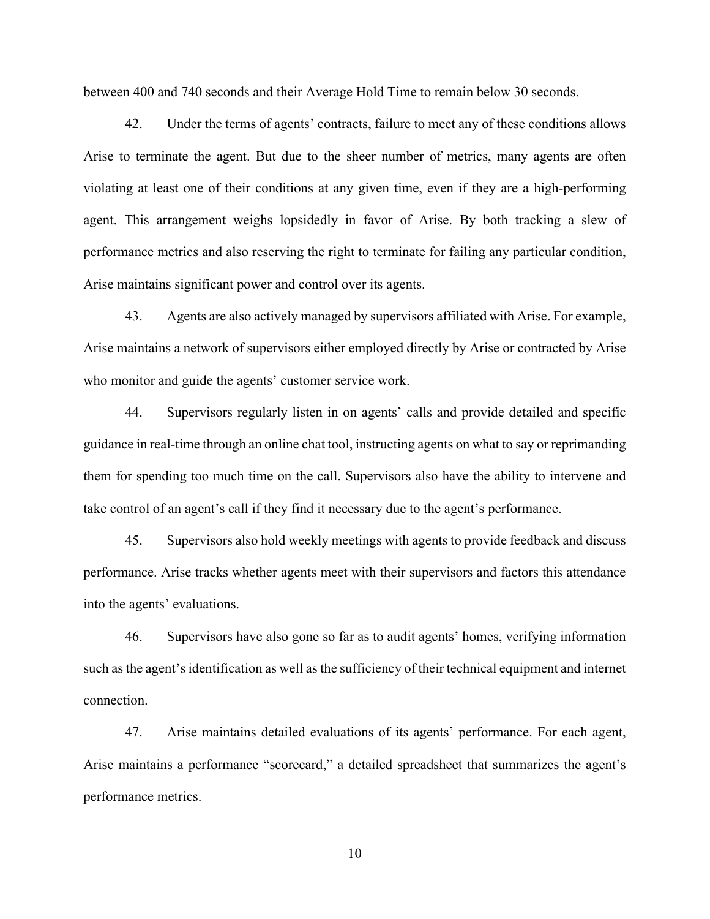between 400 and 740 seconds and their Average Hold Time to remain below 30 seconds.

42. Under the terms of agents' contracts, failure to meet any of these conditions allows Arise to terminate the agent. But due to the sheer number of metrics, many agents are often violating at least one of their conditions at any given time, even if they are a high-performing agent. This arrangement weighs lopsidedly in favor of Arise. By both tracking a slew of performance metrics and also reserving the right to terminate for failing any particular condition, Arise maintains significant power and control over its agents.

43. Agents are also actively managed by supervisors affiliated with Arise. For example, Arise maintains a network of supervisors either employed directly by Arise or contracted by Arise who monitor and guide the agents' customer service work.

44. Supervisors regularly listen in on agents' calls and provide detailed and specific guidance in real-time through an online chat tool, instructing agents on what to say or reprimanding them for spending too much time on the call. Supervisors also have the ability to intervene and take control of an agent's call if they find it necessary due to the agent's performance.

45. Supervisors also hold weekly meetings with agents to provide feedback and discuss performance. Arise tracks whether agents meet with their supervisors and factors this attendance into the agents' evaluations.

46. Supervisors have also gone so far as to audit agents' homes, verifying information such as the agent's identification as well as the sufficiency of their technical equipment and internet connection.

47. Arise maintains detailed evaluations of its agents' performance. For each agent, Arise maintains a performance "scorecard," a detailed spreadsheet that summarizes the agent's performance metrics.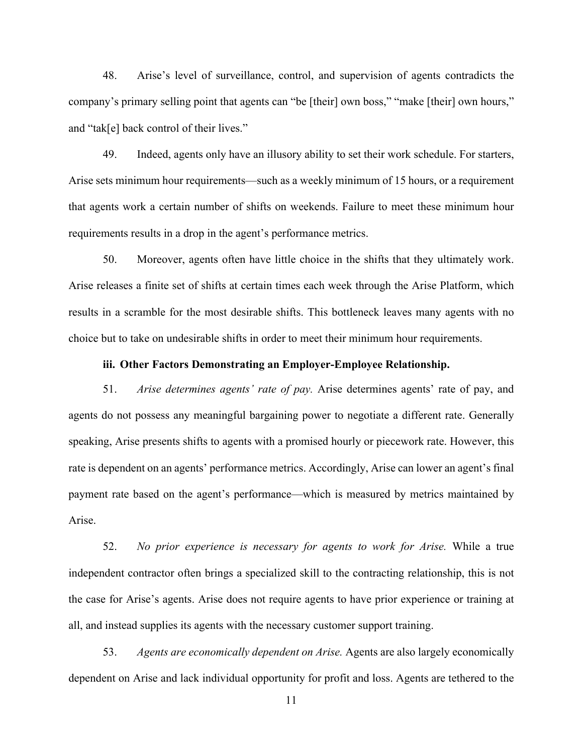48. Arise's level of surveillance, control, and supervision of agents contradicts the company's primary selling point that agents can "be [their] own boss," "make [their] own hours," and "tak[e] back control of their lives."

49. Indeed, agents only have an illusory ability to set their work schedule. For starters, Arise sets minimum hour requirements—such as a weekly minimum of 15 hours, or a requirement that agents work a certain number of shifts on weekends. Failure to meet these minimum hour requirements results in a drop in the agent's performance metrics.

50. Moreover, agents often have little choice in the shifts that they ultimately work. Arise releases a finite set of shifts at certain times each week through the Arise Platform, which results in a scramble for the most desirable shifts. This bottleneck leaves many agents with no choice but to take on undesirable shifts in order to meet their minimum hour requirements.

#### iii. Other Factors Demonstrating an Employer-Employee Relationship.

51. *Arise determines agents' rate of pay.* Arise determines agents' rate of pay, and agents do not possess any meaningful bargaining power to negotiate a different rate. Generally speaking, Arise presents shifts to agents with a promised hourly or piecework rate. However, this rate is dependent on an agents' performance metrics. Accordingly, Arise can lower an agent's final payment rate based on the agent's performance—which is measured by metrics maintained by Arise.

52. *No prior experience is necessary for agents to work for Arise.* While a true independent contractor often brings a specialized skill to the contracting relationship, this is not the case for Arise's agents. Arise does not require agents to have prior experience or training at all, and instead supplies its agents with the necessary customer support training.

53. *Agents are economically dependent on Arise.* Agents are also largely economically dependent on Arise and lack individual opportunity for profit and loss. Agents are tethered to the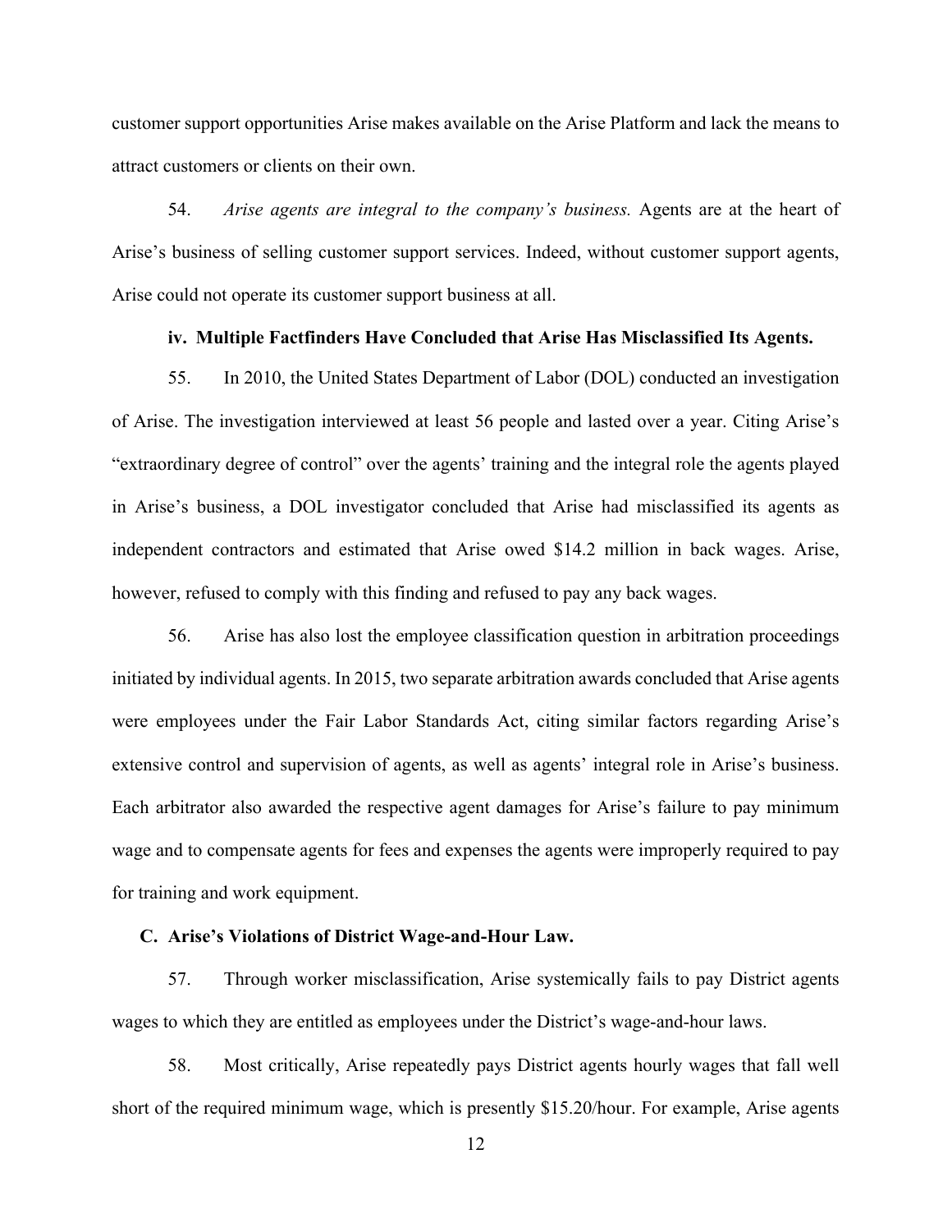customer support opportunities Arise makes available on the Arise Platform and lack the means to attract customers or clients on their own.

54. *Arise agents are integral to the company's business.* Agents are at the heart of Arise's business of selling customer support services. Indeed, without customer support agents, Arise could not operate its customer support business at all.

#### iv. Multiple Factfinders Have Concluded that Arise Has Misclassified Its Agents.

55. In 2010, the United States Department of Labor (DOL) conducted an investigation of Arise. The investigation interviewed at least 56 people and lasted over a year. Citing Arise's "extraordinary degree of control" over the agents' training and the integral role the agents played in Arise's business, a DOL investigator concluded that Arise had misclassified its agents as independent contractors and estimated that Arise owed $14.2 million in back wages. Arise, however, refused to comply with this finding and refused to pay any back wages.

56. Arise has also lost the employee classification question in arbitration proceedings initiated by individual agents. In 2015, two separate arbitration awards concluded that Arise agents were employees under the Fair Labor Standards Act, citing similar factors regarding Arise's extensive control and supervision of agents, as well as agents' integral role in Arise's business. Each arbitrator also awarded the respective agent damages for Arise's failure to pay minimum wage and to compensate agents for fees and expenses the agents were improperly required to pay for training and work equipment.

### C. Arise's Violations of District Wage-and-Hour Law.

57. Through worker misclassification, Arise systemically fails to pay District agents wages to which they are entitled as employees under the District's wage-and-hour laws.

58. Most critically, Arise repeatedly pays District agents hourly wages that fall well short of the required minimum wage, which is presently $15.20/hour. For example, Arise agents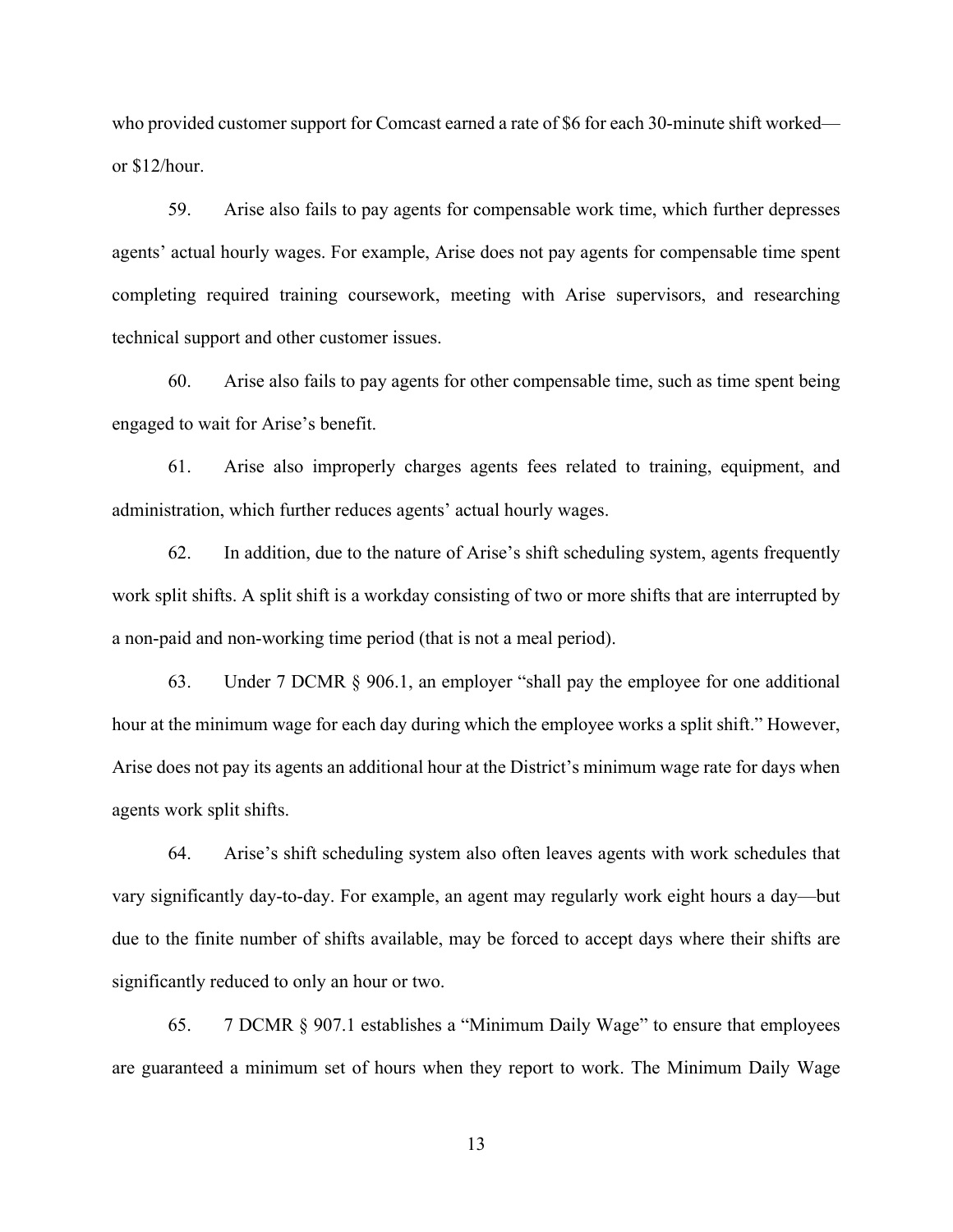who provided customer support for Comcast earned a rate of $6 for each 30-minute shift worked—or $12/hour.

59. Arise also fails to pay agents for compensable work time, which further depresses agents' actual hourly wages. For example, Arise does not pay agents for compensable time spent completing required training coursework, meeting with Arise supervisors, and researching technical support and other customer issues.

60. Arise also fails to pay agents for other compensable time, such as time spent being engaged to wait for Arise's benefit.

61. Arise also improperly charges agents fees related to training, equipment, and administration, which further reduces agents' actual hourly wages.

62. In addition, due to the nature of Arise's shift scheduling system, agents frequently work split shifts. A split shift is a workday consisting of two or more shifts that are interrupted by a non-paid and non-working time period (that is not a meal period).

63. Under 7 DCMR § 906.1, an employer "shall pay the employee for one additional hour at the minimum wage for each day during which the employee works a split shift." However, Arise does not pay its agents an additional hour at the District's minimum wage rate for days when agents work split shifts.

64. Arise's shift scheduling system also often leaves agents with work schedules that vary significantly day-to-day. For example, an agent may regularly work eight hours a day—but due to the finite number of shifts available, may be forced to accept days where their shifts are significantly reduced to only an hour or two.

65. 7 DCMR § 907.1 establishes a "Minimum Daily Wage" to ensure that employees are guaranteed a minimum set of hours when they report to work. The Minimum Daily Wage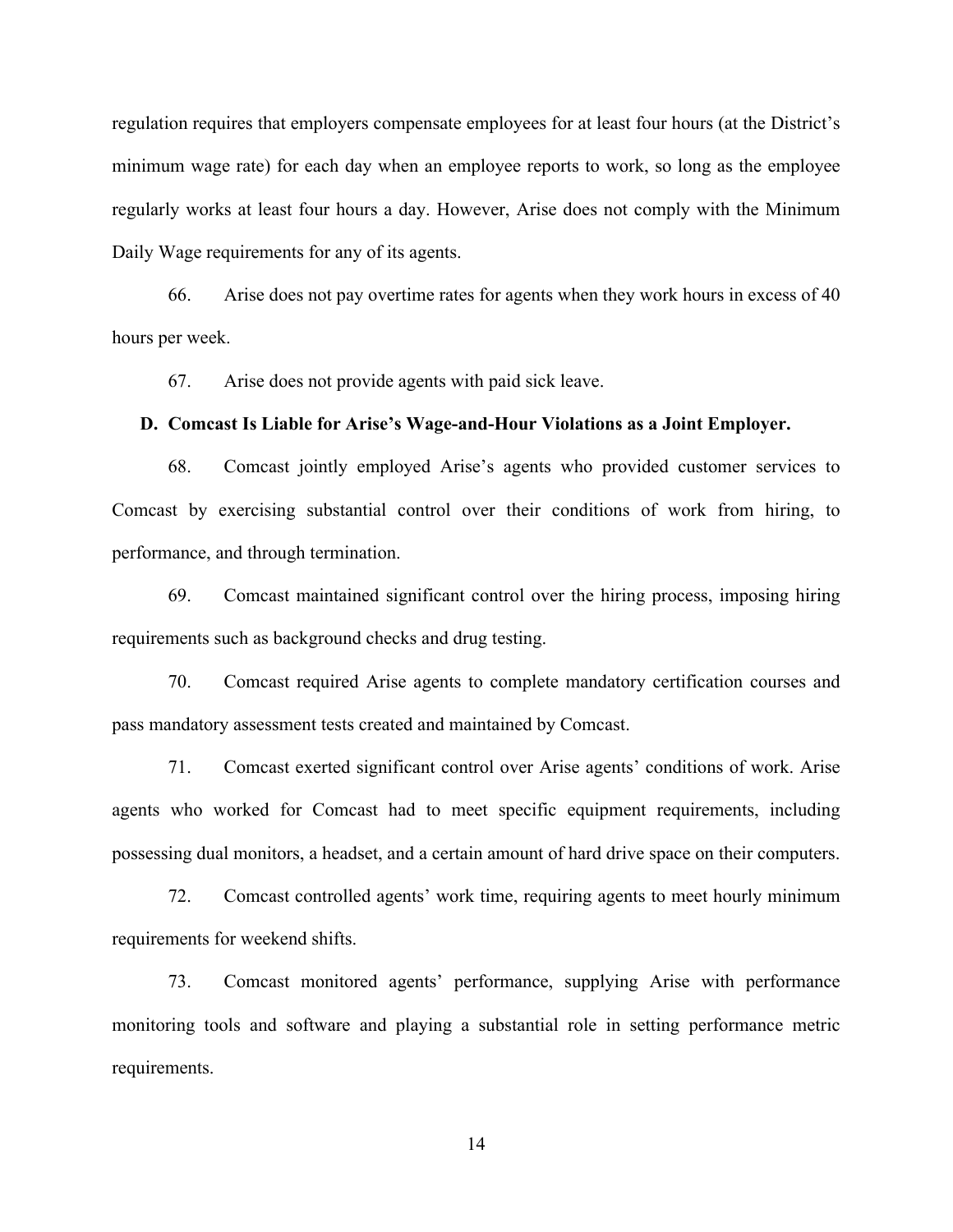regulation requires that employers compensate employees for at least four hours (at the District's minimum wage rate) for each day when an employee reports to work, so long as the employee regularly works at least four hours a day. However, Arise does not comply with the Minimum Daily Wage requirements for any of its agents.

66. Arise does not pay overtime rates for agents when they work hours in excess of 40 hours per week.

67. Arise does not provide agents with paid sick leave.

### D. Comcast Is Liable for Arise's Wage-and-Hour Violations as a Joint Employer.

68. Comcast jointly employed Arise's agents who provided customer services to Comcast by exercising substantial control over their conditions of work from hiring, to performance, and through termination.

69. Comcast maintained significant control over the hiring process, imposing hiring requirements such as background checks and drug testing.

70. Comcast required Arise agents to complete mandatory certification courses and pass mandatory assessment tests created and maintained by Comcast.

71. Comcast exerted significant control over Arise agents' conditions of work. Arise agents who worked for Comcast had to meet specific equipment requirements, including possessing dual monitors, a headset, and a certain amount of hard drive space on their computers.

72. Comcast controlled agents' work time, requiring agents to meet hourly minimum requirements for weekend shifts.

73. Comcast monitored agents' performance, supplying Arise with performance monitoring tools and software and playing a substantial role in setting performance metric requirements.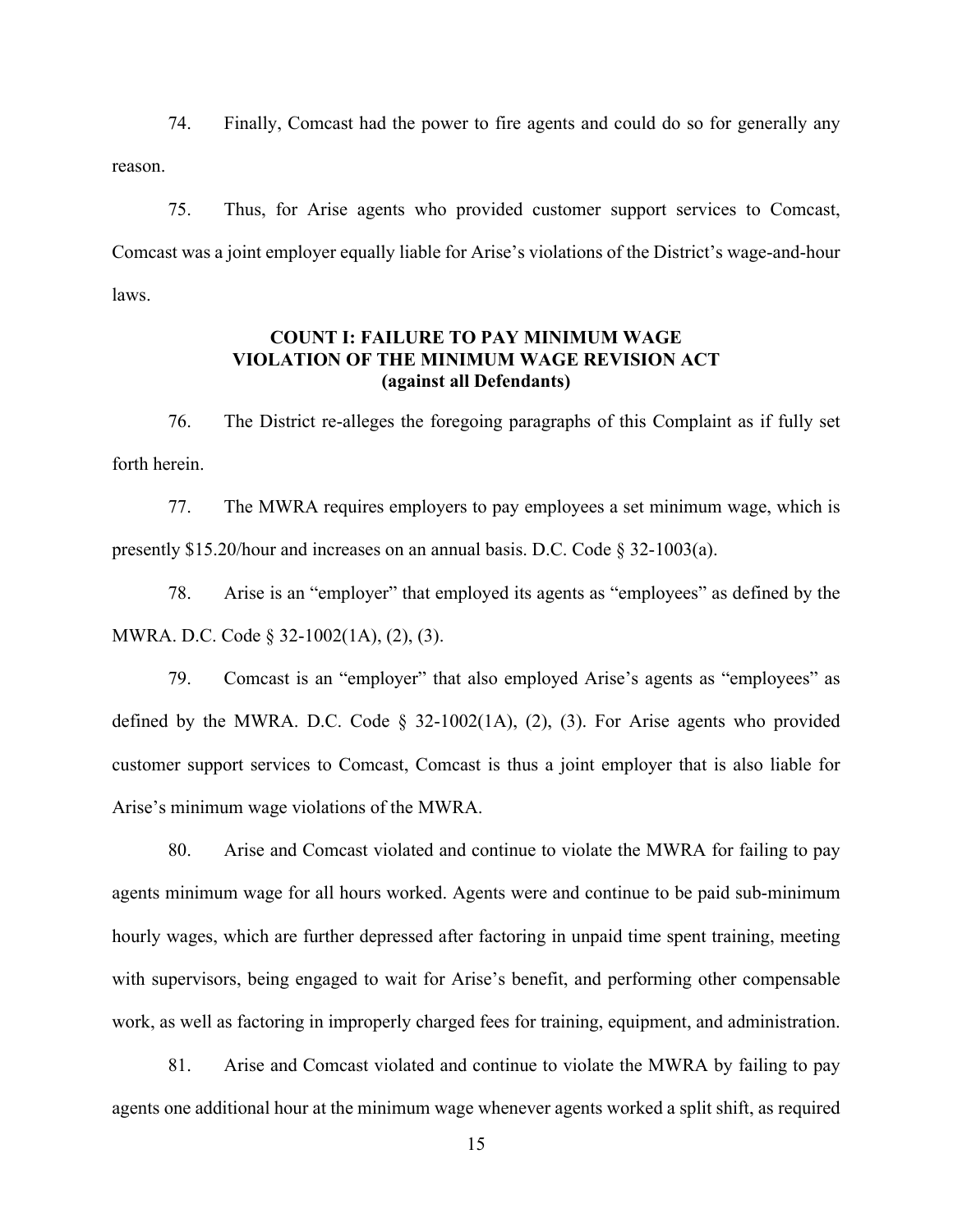74. Finally, Comcast had the power to fire agents and could do so for generally any reason.

75. Thus, for Arise agents who provided customer support services to Comcast, Comcast was a joint employer equally liable for Arise's violations of the District's wage-and-hour laws.

### COUNT I: FAILURE TO PAY MINIMUM WAGE VIOLATION OF THE MINIMUM WAGE REVISION ACT (against all Defendants)

76. The District re-alleges the foregoing paragraphs of this Complaint as if fully set forth herein.

77. The MWRA requires employers to pay employees a set minimum wage, which is presently $15.20/hour and increases on an annual basis. D.C. Code § 32-1003(a).

78. Arise is an "employer" that employed its agents as "employees" as defined by the MWRA. D.C. Code § 32-1002(1A), (2), (3).

79. Comcast is an "employer" that also employed Arise's agents as "employees" as defined by the MWRA. D.C. Code § 32-1002(1A), (2), (3). For Arise agents who provided customer support services to Comcast, Comcast is thus a joint employer that is also liable for Arise's minimum wage violations of the MWRA.

80. Arise and Comcast violated and continue to violate the MWRA for failing to pay agents minimum wage for all hours worked. Agents were and continue to be paid sub-minimum hourly wages, which are further depressed after factoring in unpaid time spent training, meeting with supervisors, being engaged to wait for Arise's benefit, and performing other compensable work, as well as factoring in improperly charged fees for training, equipment, and administration.

81. Arise and Comcast violated and continue to violate the MWRA by failing to pay agents one additional hour at the minimum wage whenever agents worked a split shift, as required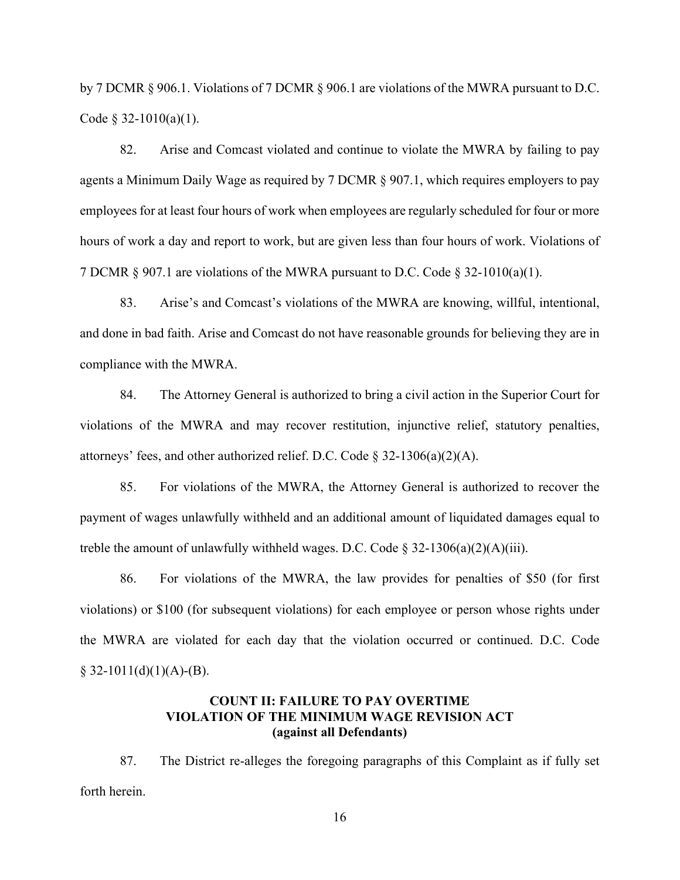by 7 DCMR § 906.1. Violations of 7 DCMR § 906.1 are violations of the MWRA pursuant to D.C. Code § 32-1010(a)(1).

82. Arise and Comcast violated and continue to violate the MWRA by failing to pay agents a Minimum Daily Wage as required by 7 DCMR § 907.1, which requires employers to pay employees for at least four hours of work when employees are regularly scheduled for four or more hours of work a day and report to work, but are given less than four hours of work. Violations of 7 DCMR § 907.1 are violations of the MWRA pursuant to D.C. Code § 32-1010(a)(1).

83. Arise's and Comcast's violations of the MWRA are knowing, willful, intentional, and done in bad faith. Arise and Comcast do not have reasonable grounds for believing they are in compliance with the MWRA.

84. The Attorney General is authorized to bring a civil action in the Superior Court for violations of the MWRA and may recover restitution, injunctive relief, statutory penalties, attorneys' fees, and other authorized relief. D.C. Code § 32-1306(a)(2)(A).

85. For violations of the MWRA, the Attorney General is authorized to recover the payment of wages unlawfully withheld and an additional amount of liquidated damages equal to treble the amount of unlawfully withheld wages. D.C. Code § 32-1306(a)(2)(A)(iii).

86. For violations of the MWRA, the law provides for penalties of $50 (for first violations) or $100 (for subsequent violations) for each employee or person whose rights under the MWRA are violated for each day that the violation occurred or continued. D.C. Code § 32-1011(d)(1)(A)-(B).

**COUNT II: FAILURE TO PAY OVERTIME**
**VIOLATION OF THE MINIMUM WAGE REVISION ACT**
**(against all Defendants)**

87. The District re-alleges the foregoing paragraphs of this Complaint as if fully set forth herein.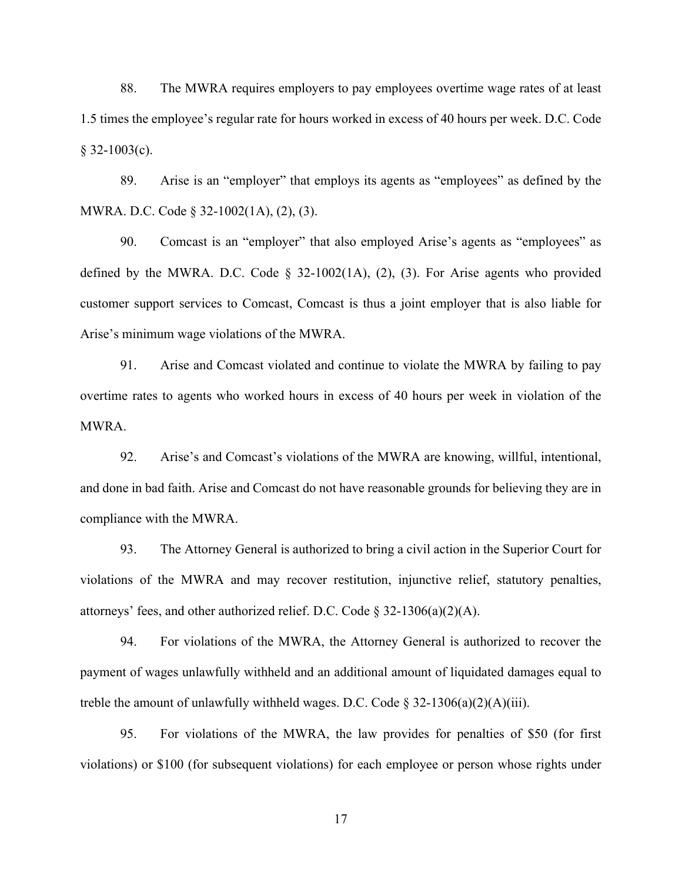88. The MWRA requires employers to pay employees overtime wage rates of at least 1.5 times the employee's regular rate for hours worked in excess of 40 hours per week. D.C. Code § 32-1003(c).

89. Arise is an "employer" that employs its agents as "employees" as defined by the MWRA. D.C. Code § 32-1002(1A), (2), (3).

90. Comcast is an "employer" that also employed Arise's agents as "employees" as defined by the MWRA. D.C. Code § 32-1002(1A), (2), (3). For Arise agents who provided customer support services to Comcast, Comcast is thus a joint employer that is also liable for Arise's minimum wage violations of the MWRA.

91. Arise and Comcast violated and continue to violate the MWRA by failing to pay overtime rates to agents who worked hours in excess of 40 hours per week in violation of the MWRA.

92. Arise's and Comcast's violations of the MWRA are knowing, willful, intentional, and done in bad faith. Arise and Comcast do not have reasonable grounds for believing they are in compliance with the MWRA.

93. The Attorney General is authorized to bring a civil action in the Superior Court for violations of the MWRA and may recover restitution, injunctive relief, statutory penalties, attorneys' fees, and other authorized relief. D.C. Code § 32-1306(a)(2)(A).

94. For violations of the MWRA, the Attorney General is authorized to recover the payment of wages unlawfully withheld and an additional amount of liquidated damages equal to treble the amount of unlawfully withheld wages. D.C. Code § 32-1306(a)(2)(A)(iii).

95. For violations of the MWRA, the law provides for penalties of $50 (for first violations) or $100 (for subsequent violations) for each employee or person whose rights under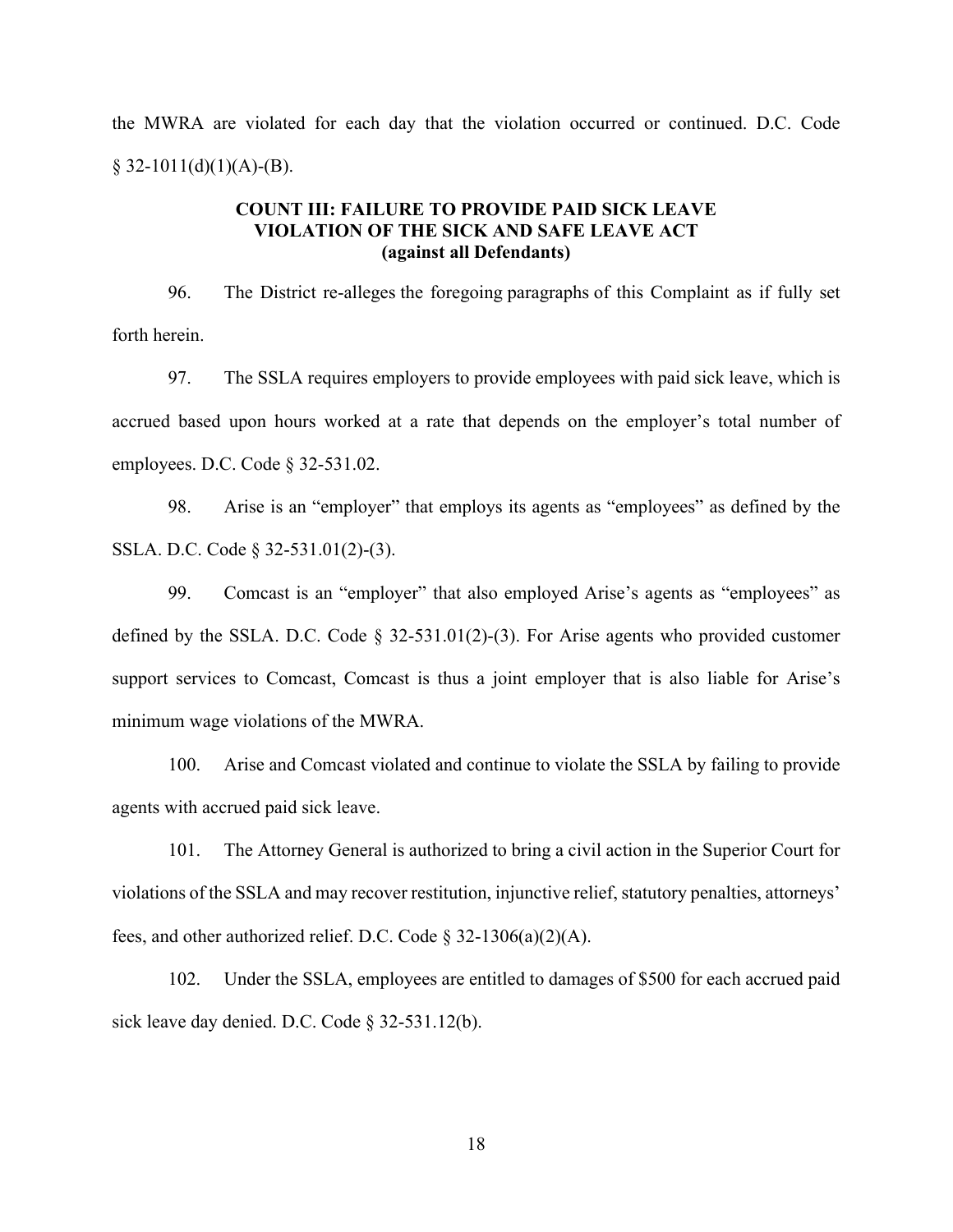the MWRA are violated for each day that the violation occurred or continued. D.C. Code § 32-1011(d)(1)(A)-(B).

**COUNT III: FAILURE TO PROVIDE PAID SICK LEAVE**
**VIOLATION OF THE SICK AND SAFE LEAVE ACT**
**(against all Defendants)**

96. The District re-alleges the foregoing paragraphs of this Complaint as if fully set forth herein.

97. The SSLA requires employers to provide employees with paid sick leave, which is accrued based upon hours worked at a rate that depends on the employer's total number of employees. D.C. Code § 32-531.02.

98. Arise is an "employer" that employs its agents as "employees" as defined by the SSLA. D.C. Code § 32-531.01(2)-(3).

99. Comcast is an "employer" that also employed Arise's agents as "employees" as defined by the SSLA. D.C. Code § 32-531.01(2)-(3). For Arise agents who provided customer support services to Comcast, Comcast is thus a joint employer that is also liable for Arise's minimum wage violations of the MWRA.

100. Arise and Comcast violated and continue to violate the SSLA by failing to provide agents with accrued paid sick leave.

101. The Attorney General is authorized to bring a civil action in the Superior Court for violations of the SSLA and may recover restitution, injunctive relief, statutory penalties, attorneys' fees, and other authorized relief. D.C. Code § 32-1306(a)(2)(A).

102. Under the SSLA, employees are entitled to damages of $500 for each accrued paid sick leave day denied. D.C. Code § 32-531.12(b).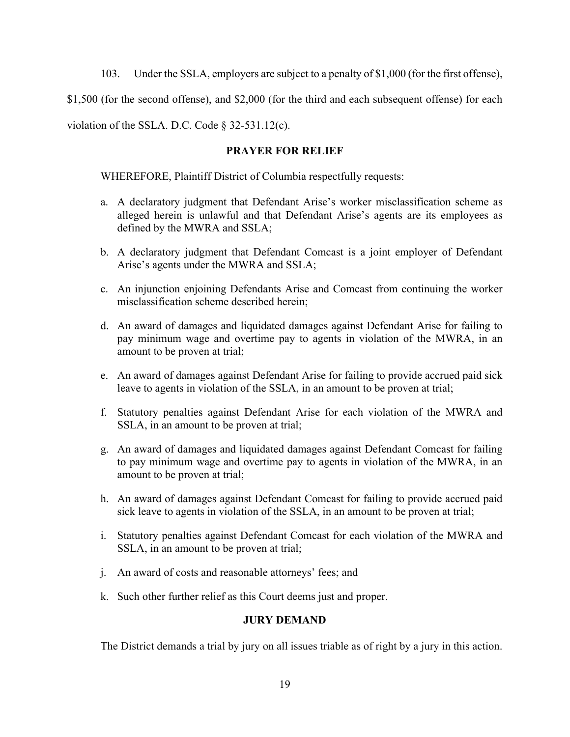103. Under the SSLA, employers are subject to a penalty of $1,000 (for the first offense), $1,500 (for the second offense), and $2,000 (for the third and each subsequent offense) for each violation of the SSLA. D.C. Code § 32-531.12(c).

## PRAYER FOR RELIEF

WHEREFORE, Plaintiff District of Columbia respectfully requests:

a. A declaratory judgment that Defendant Arise's worker misclassification scheme as alleged herein is unlawful and that Defendant Arise's agents are its employees as defined by the MWRA and SSLA;

b. A declaratory judgment that Defendant Comcast is a joint employer of Defendant Arise's agents under the MWRA and SSLA;

c. An injunction enjoining Defendants Arise and Comcast from continuing the worker misclassification scheme described herein;

d. An award of damages and liquidated damages against Defendant Arise for failing to pay minimum wage and overtime pay to agents in violation of the MWRA, in an amount to be proven at trial;

e. An award of damages against Defendant Arise for failing to provide accrued paid sick leave to agents in violation of the SSLA, in an amount to be proven at trial;

f. Statutory penalties against Defendant Arise for each violation of the MWRA and SSLA, in an amount to be proven at trial;

g. An award of damages and liquidated damages against Defendant Comcast for failing to pay minimum wage and overtime pay to agents in violation of the MWRA, in an amount to be proven at trial;

h. An award of damages against Defendant Comcast for failing to provide accrued paid sick leave to agents in violation of the SSLA, in an amount to be proven at trial;

i. Statutory penalties against Defendant Comcast for each violation of the MWRA and SSLA, in an amount to be proven at trial;

j. An award of costs and reasonable attorneys' fees; and

k. Such other further relief as this Court deems just and proper.

## JURY DEMAND

The District demands a trial by jury on all issues triable as of right by a jury in this action.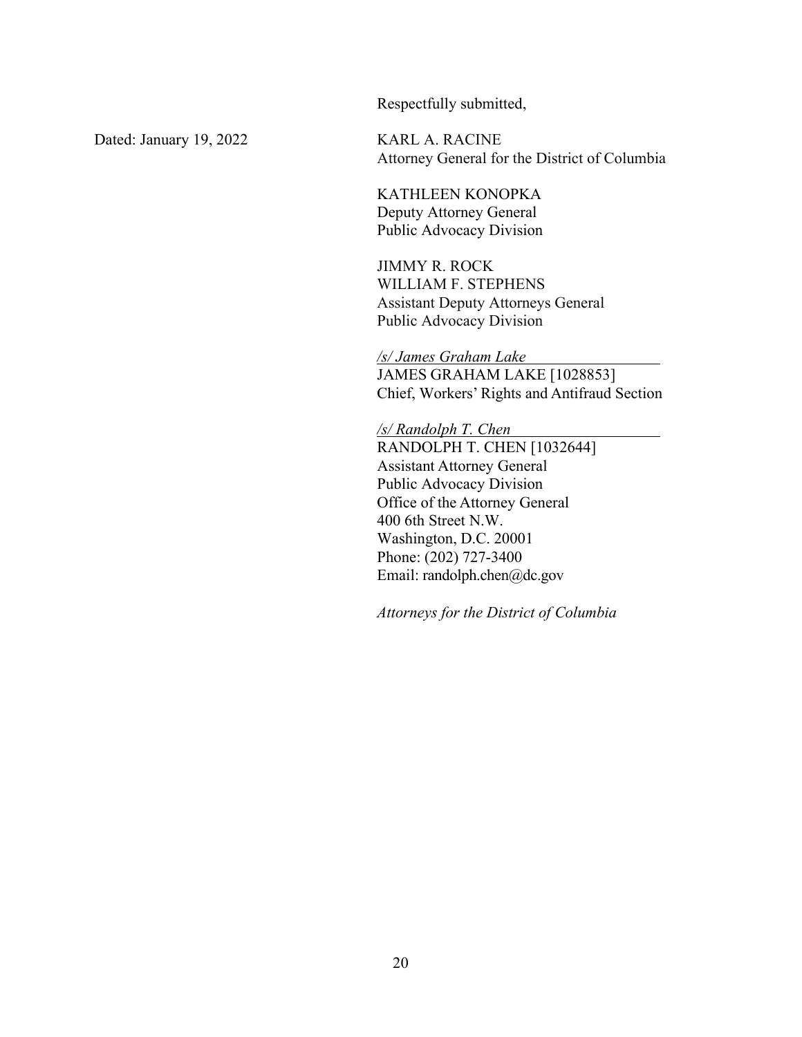Respectfully submitted,

Dated: January 19, 2022

KARL A. RACINE
Attorney General for the District of Columbia

KATHLEEN KONOPKA
Deputy Attorney General
Public Advocacy Division

JIMMY R. ROCK
WILLIAM F. STEPHENS
Assistant Deputy Attorneys General
Public Advocacy Division

*/s/ James Graham Lake*
JAMES GRAHAM LAKE [1028853]
Chief, Workers' Rights and Antifraud Section

*/s/ Randolph T. Chen*
RANDOLPH T. CHEN [1032644]
Assistant Attorney General
Public Advocacy Division
Office of the Attorney General
400 6th Street N.W.
Washington, D.C. 20001
Phone: (202) 727-3400
Email: randolph.chen@dc.gov

*Attorneys for the District of Columbia*